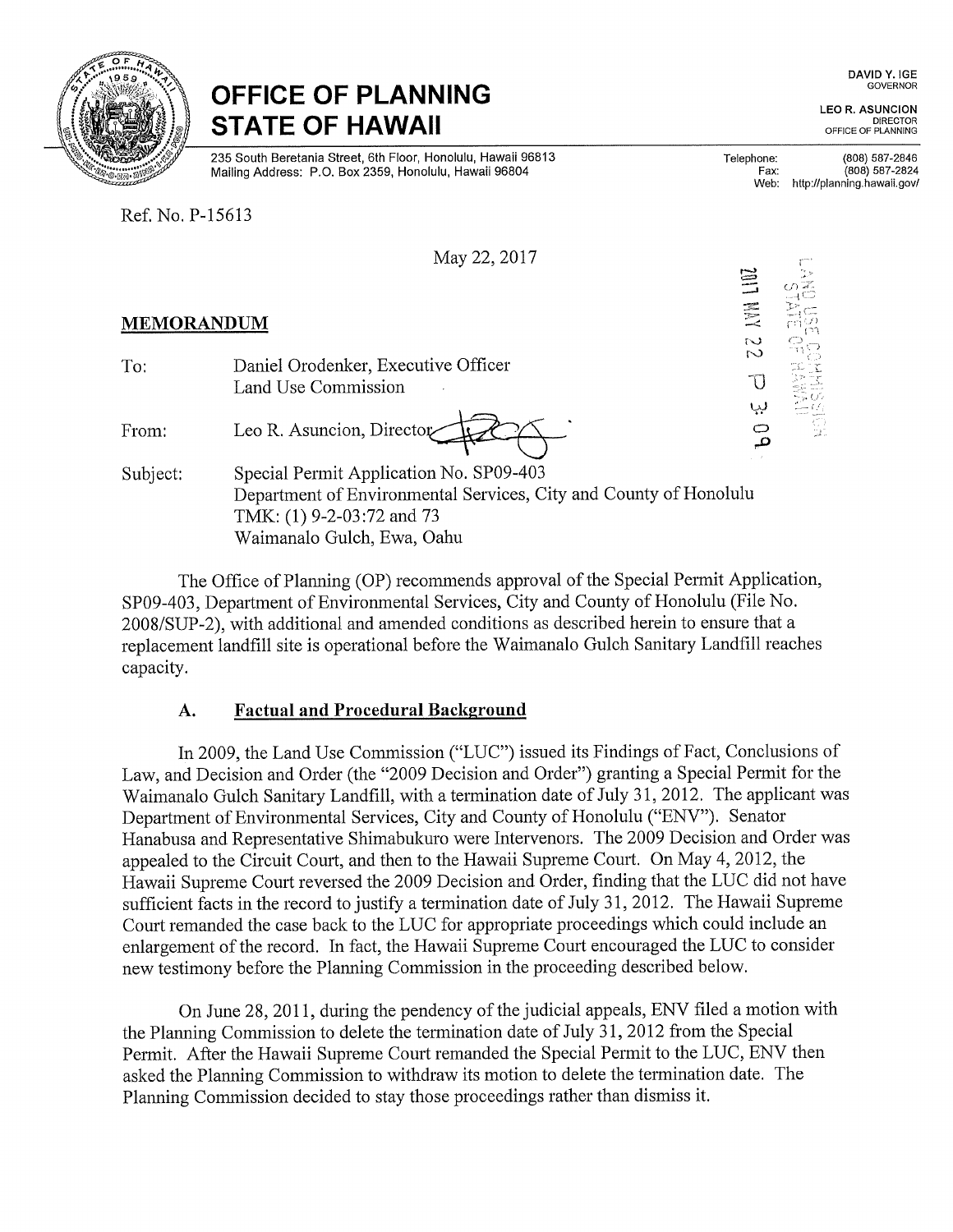# OFFICE OF PLANNING STATE OF HAWAII

235 South Beretania Street, 6th Floor, Honolulu, Hawaii 96813
Mailing Address: P.O. Box 2359, Honolulu, Hawaii 96804

DAVID Y. IGE
GOVERNOR

LEO R. ASUNCION
DIRECTOR
OFFICE OF PLANNING

Telephone: (808) 587-2846
Fax: (808) 587-2824
Web: http://planning.hawaii.gov/

Ref. No. P-15613

May 22, 2017

2017 MAY 22 P 3:09

LAND USE COMMISSION
STATE OF HAWAII

## MEMORANDUM

To: Daniel Orodenker, Executive Officer
Land Use Commission

From: Leo R. Asuncion, Director

Subject: Special Permit Application No. SP09-403
Department of Environmental Services, City and County of Honolulu
TMK: (1) 9-2-03:72 and 73
Waimanalo Gulch, Ewa, Oahu

The Office of Planning (OP) recommends approval of the Special Permit Application, SP09-403, Department of Environmental Services, City and County of Honolulu (File No. 2008/SUP-2), with additional and amended conditions as described herein to ensure that a replacement landfill site is operational before the Waimanalo Gulch Sanitary Landfill reaches capacity.

### A. Factual and Procedural Background

In 2009, the Land Use Commission ("LUC") issued its Findings of Fact, Conclusions of Law, and Decision and Order (the "2009 Decision and Order") granting a Special Permit for the Waimanalo Gulch Sanitary Landfill, with a termination date of July 31, 2012. The applicant was Department of Environmental Services, City and County of Honolulu ("ENV"). Senator Hanabusa and Representative Shimabukuro were Intervenors. The 2009 Decision and Order was appealed to the Circuit Court, and then to the Hawaii Supreme Court. On May 4, 2012, the Hawaii Supreme Court reversed the 2009 Decision and Order, finding that the LUC did not have sufficient facts in the record to justify a termination date of July 31, 2012. The Hawaii Supreme Court remanded the case back to the LUC for appropriate proceedings which could include an enlargement of the record. In fact, the Hawaii Supreme Court encouraged the LUC to consider new testimony before the Planning Commission in the proceeding described below.

On June 28, 2011, during the pendency of the judicial appeals, ENV filed a motion with the Planning Commission to delete the termination date of July 31, 2012 from the Special Permit. After the Hawaii Supreme Court remanded the Special Permit to the LUC, ENV then asked the Planning Commission to withdraw its motion to delete the termination date. The Planning Commission decided to stay those proceedings rather than dismiss it.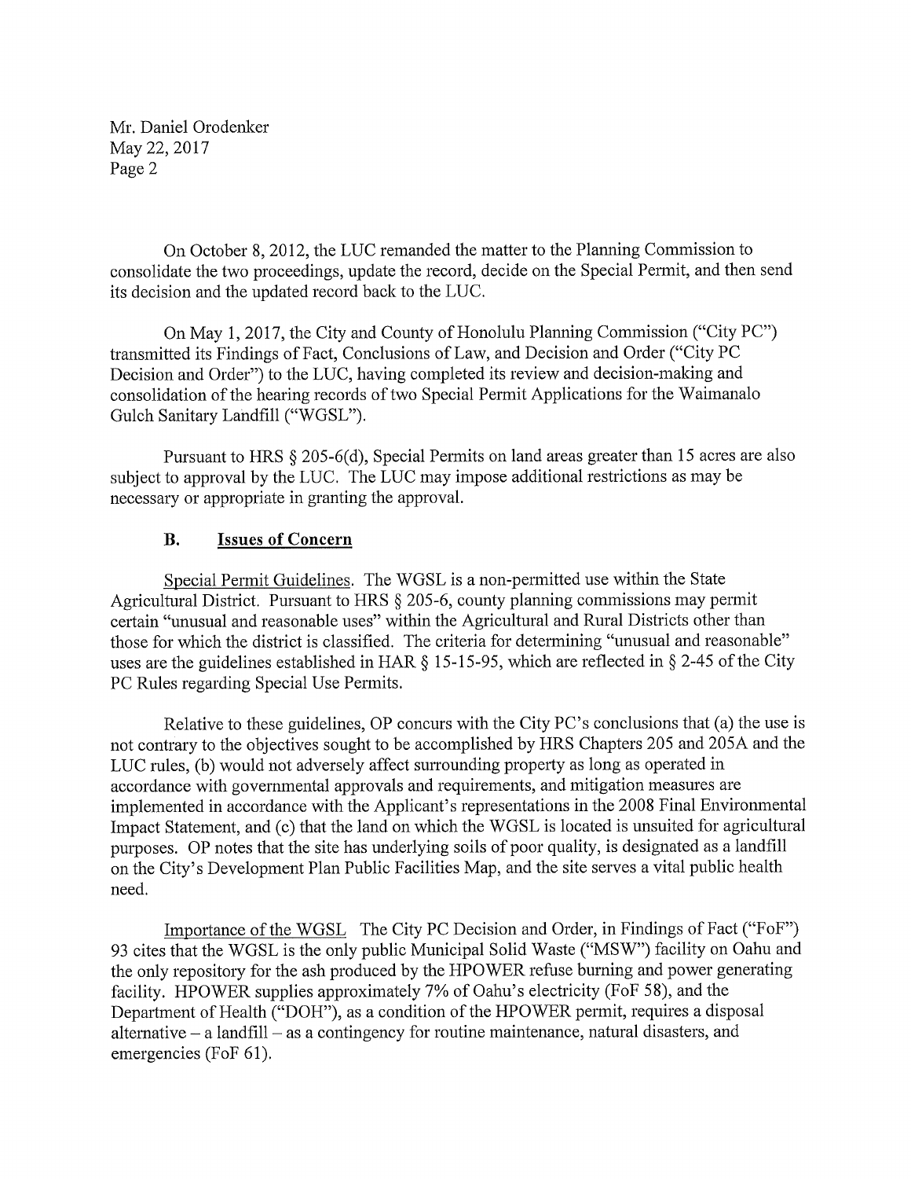On October 8, 2012, the LUC remanded the matter to the Planning Commission to consolidate the two proceedings, update the record, decide on the Special Permit, and then send its decision and the updated record back to the LUC.

On May 1, 2017, the City and County of Honolulu Planning Commission ("City PC") transmitted its Findings of Fact, Conclusions of Law, and Decision and Order ("City PC Decision and Order") to the LUC, having completed its review and decision-making and consolidation of the hearing records of two Special Permit Applications for the Waimanalo Gulch Sanitary Landfill ("WGSL").

Pursuant to HRS § 205-6(d), Special Permits on land areas greater than 15 acres are also subject to approval by the LUC. The LUC may impose additional restrictions as may be necessary or appropriate in granting the approval.

## B. Issues of Concern

Special Permit Guidelines. The WGSL is a non-permitted use within the State Agricultural District. Pursuant to HRS § 205-6, county planning commissions may permit certain "unusual and reasonable uses" within the Agricultural and Rural Districts other than those for which the district is classified. The criteria for determining "unusual and reasonable" uses are the guidelines established in HAR § 15-15-95, which are reflected in § 2-45 of the City PC Rules regarding Special Use Permits.

Relative to these guidelines, OP concurs with the City PC's conclusions that (a) the use is not contrary to the objectives sought to be accomplished by HRS Chapters 205 and 205A and the LUC rules, (b) would not adversely affect surrounding property as long as operated in accordance with governmental approvals and requirements, and mitigation measures are implemented in accordance with the Applicant's representations in the 2008 Final Environmental Impact Statement, and (c) that the land on which the WGSL is located is unsuited for agricultural purposes. OP notes that the site has underlying soils of poor quality, is designated as a landfill on the City's Development Plan Public Facilities Map, and the site serves a vital public health need.

Importance of the WGSL The City PC Decision and Order, in Findings of Fact ("FoF") 93 cites that the WGSL is the only public Municipal Solid Waste ("MSW") facility on Oahu and the only repository for the ash produced by the HPOWER refuse burning and power generating facility. HPOWER supplies approximately 7% of Oahu's electricity (FoF 58), and the Department of Health ("DOH"), as a condition of the HPOWER permit, requires a disposal alternative – a landfill – as a contingency for routine maintenance, natural disasters, and emergencies (FoF 61).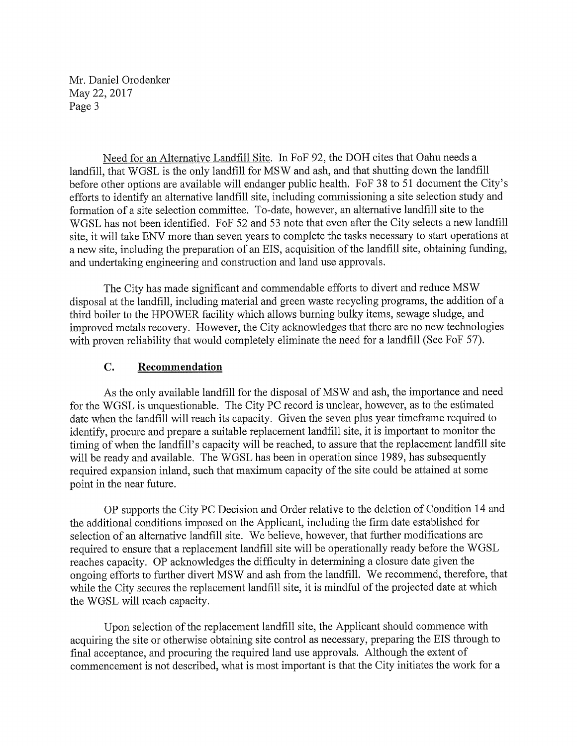Mr. Daniel Orodenker
May 22, 2017

Need for an Alternative Landfill Site. In FoF 92, the DOH cites that Oahu needs a landfill, that WGSL is the only landfill for MSW and ash, and that shutting down the landfill before other options are available will endanger public health. FoF 38 to 51 document the City's efforts to identify an alternative landfill site, including commissioning a site selection study and formation of a site selection committee. To-date, however, an alternative landfill site to the WGSL has not been identified. FoF 52 and 53 note that even after the City selects a new landfill site, it will take ENV more than seven years to complete the tasks necessary to start operations at a new site, including the preparation of an EIS, acquisition of the landfill site, obtaining funding, and undertaking engineering and construction and land use approvals.

The City has made significant and commendable efforts to divert and reduce MSW disposal at the landfill, including material and green waste recycling programs, the addition of a third boiler to the HPOWER facility which allows burning bulky items, sewage sludge, and improved metals recovery. However, the City acknowledges that there are no new technologies with proven reliability that would completely eliminate the need for a landfill (See FoF 57).

### C. Recommendation

As the only available landfill for the disposal of MSW and ash, the importance and need for the WGSL is unquestionable. The City PC record is unclear, however, as to the estimated date when the landfill will reach its capacity. Given the seven plus year timeframe required to identify, procure and prepare a suitable replacement landfill site, it is important to monitor the timing of when the landfill's capacity will be reached, to assure that the replacement landfill site will be ready and available. The WGSL has been in operation since 1989, has subsequently required expansion inland, such that maximum capacity of the site could be attained at some point in the near future.

OP supports the City PC Decision and Order relative to the deletion of Condition 14 and the additional conditions imposed on the Applicant, including the firm date established for selection of an alternative landfill site. We believe, however, that further modifications are required to ensure that a replacement landfill site will be operationally ready before the WGSL reaches capacity. OP acknowledges the difficulty in determining a closure date given the ongoing efforts to further divert MSW and ash from the landfill. We recommend, therefore, that while the City secures the replacement landfill site, it is mindful of the projected date at which the WGSL will reach capacity.

Upon selection of the replacement landfill site, the Applicant should commence with acquiring the site or otherwise obtaining site control as necessary, preparing the EIS through to final acceptance, and procuring the required land use approvals. Although the extent of commencement is not described, what is most important is that the City initiates the work for a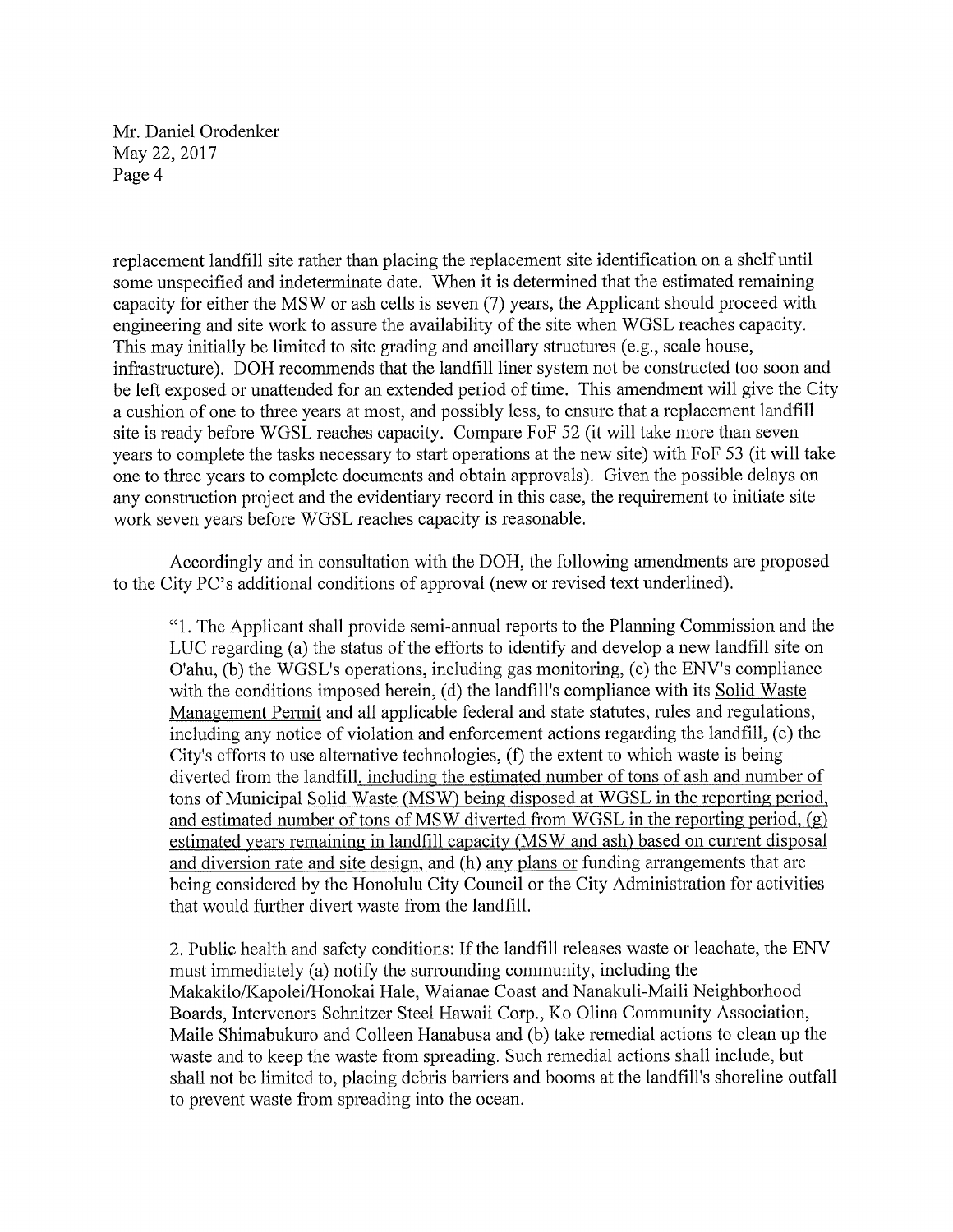replacement landfill site rather than placing the replacement site identification on a shelf until some unspecified and indeterminate date. When it is determined that the estimated remaining capacity for either the MSW or ash cells is seven (7) years, the Applicant should proceed with engineering and site work to assure the availability of the site when WGSL reaches capacity. This may initially be limited to site grading and ancillary structures (e.g., scale house, infrastructure). DOH recommends that the landfill liner system not be constructed too soon and be left exposed or unattended for an extended period of time. This amendment will give the City a cushion of one to three years at most, and possibly less, to ensure that a replacement landfill site is ready before WGSL reaches capacity. Compare FoF 52 (it will take more than seven years to complete the tasks necessary to start operations at the new site) with FoF 53 (it will take one to three years to complete documents and obtain approvals). Given the possible delays on any construction project and the evidentiary record in this case, the requirement to initiate site work seven years before WGSL reaches capacity is reasonable.

Accordingly and in consultation with the DOH, the following amendments are proposed to the City PC's additional conditions of approval (new or revised text underlined).

> "1. The Applicant shall provide semi-annual reports to the Planning Commission and the LUC regarding (a) the status of the efforts to identify and develop a new landfill site on O'ahu, (b) the WGSL's operations, including gas monitoring, (c) the ENV's compliance with the conditions imposed herein, (d) the landfill's compliance with its <u>Solid Waste Management Permit</u> and all applicable federal and state statutes, rules and regulations, including any notice of violation and enforcement actions regarding the landfill, (e) the City's efforts to use alternative technologies, (f) the extent to which waste is being diverted from the landfill<u>, including the estimated number of tons of ash and number of tons of Municipal Solid Waste (MSW) being disposed at WGSL in the reporting period, and estimated number of tons of MSW diverted from WGSL in the reporting period, (g) estimated years remaining in landfill capacity (MSW and ash) based on current disposal and diversion rate and site design, and (h) any plans or</u> funding arrangements that are being considered by the Honolulu City Council or the City Administration for activities that would further divert waste from the landfill.
>
> 2. Public health and safety conditions: If the landfill releases waste or leachate, the ENV must immediately (a) notify the surrounding community, including the Makakilo/Kapolei/Honokai Hale, Waianae Coast and Nanakuli-Maili Neighborhood Boards, Intervenors Schnitzer Steel Hawaii Corp., Ko Olina Community Association, Maile Shimabukuro and Colleen Hanabusa and (b) take remedial actions to clean up the waste and to keep the waste from spreading. Such remedial actions shall include, but shall not be limited to, placing debris barriers and booms at the landfill's shoreline outfall to prevent waste from spreading into the ocean.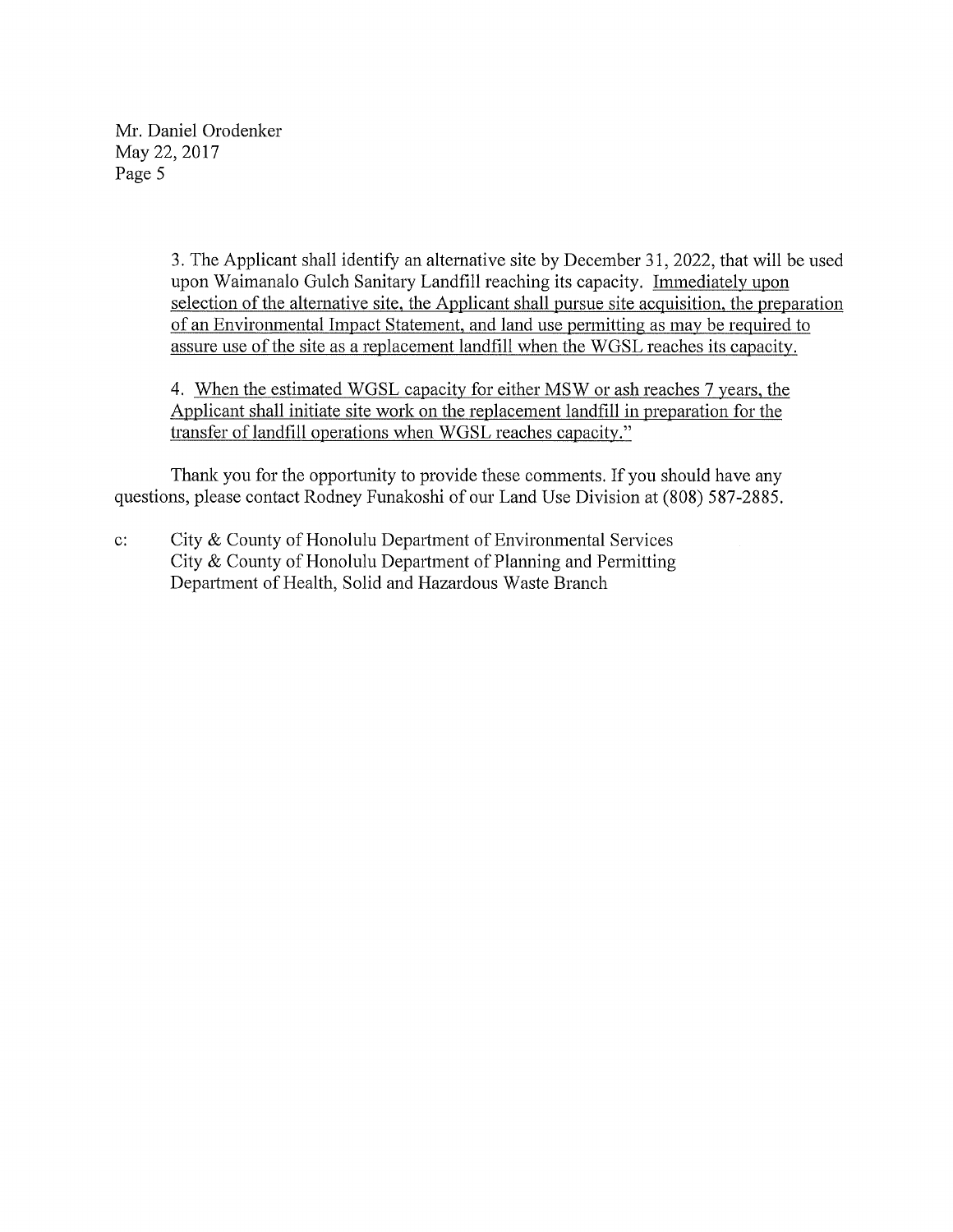3. The Applicant shall identify an alternative site by December 31, 2022, that will be used upon Waimanalo Gulch Sanitary Landfill reaching its capacity. <u>Immediately upon selection of the alternative site, the Applicant shall pursue site acquisition, the preparation of an Environmental Impact Statement, and land use permitting as may be required to assure use of the site as a replacement landfill when the WGSL reaches its capacity.</u>

4. <u>When the estimated WGSL capacity for either MSW or ash reaches 7 years, the Applicant shall initiate site work on the replacement landfill in preparation for the transfer of landfill operations when WGSL reaches capacity."</u>

Thank you for the opportunity to provide these comments. If you should have any questions, please contact Rodney Funakoshi of our Land Use Division at (808) 587-2885.

c: City & County of Honolulu Department of Environmental Services
City & County of Honolulu Department of Planning and Permitting
Department of Health, Solid and Hazardous Waste Branch